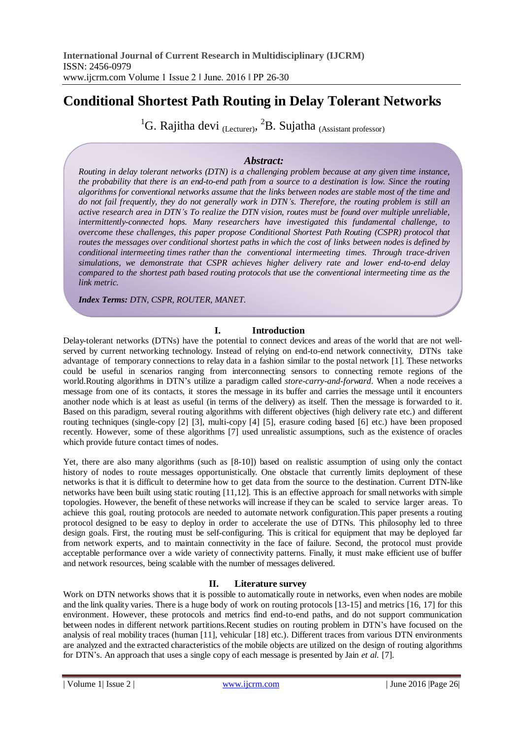# Conditional Shortest Path Routing in Delay Tolerant Networks

[1]G. Rajitha devi (Lecturer), [2]B. Sujatha (Assistant professor)

***Abstract:***

*Routing in delay tolerant networks (DTN) is a challenging problem because at any given time instance, the probability that there is an end-to-end path from a source to a destination is low. Since the routing algorithms for conventional networks assume that the links between nodes are stable most of the time and do not fail frequently, they do not generally work in DTN's. Therefore, the routing problem is still an active research area in DTN's To realize the DTN vision, routes must be found over multiple unreliable, intermittently-connected hops. Many researchers have investigated this fundamental challenge, to overcome these challenges, this paper propose Conditional Shortest Path Routing (CSPR) protocol that routes the messages over conditional shortest paths in which the cost of links between nodes is defined by conditional intermeeting times rather than the conventional intermeeting times. Through trace-driven simulations, we demonstrate that CSPR achieves higher delivery rate and lower end-to-end delay compared to the shortest path based routing protocols that use the conventional intermeeting time as the link metric.*

***Index Terms:*** *DTN, CSPR, ROUTER, MANET.*

## I. Introduction

Delay-tolerant networks (DTNs) have the potential to connect devices and areas of the world that are not well-served by current networking technology. Instead of relying on end-to-end network connectivity, DTNs take advantage of temporary connections to relay data in a fashion similar to the postal network [1]. These networks could be useful in scenarios ranging from interconnecting sensors to connecting remote regions of the world.Routing algorithms in DTN's utilize a paradigm called *store-carry-and-forward*. When a node receives a message from one of its contacts, it stores the message in its buffer and carries the message until it encounters another node which is at least as useful (in terms of the delivery) as itself. Then the message is forwarded to it. Based on this paradigm, several routing algorithms with different objectives (high delivery rate etc.) and different routing techniques (single-copy [2] [3], multi-copy [4] [5], erasure coding based [6] etc.) have been proposed recently. However, some of these algorithms [7] used unrealistic assumptions, such as the existence of oracles which provide future contact times of nodes.

Yet, there are also many algorithms (such as [8-10]) based on realistic assumption of using only the contact history of nodes to route messages opportunistically. One obstacle that currently limits deployment of these networks is that it is difficult to determine how to get data from the source to the destination. Current DTN-like networks have been built using static routing [11,12]. This is an effective approach for small networks with simple topologies. However, the benefit of these networks will increase if they can be scaled to service larger areas. To achieve this goal, routing protocols are needed to automate network configuration.This paper presents a routing protocol designed to be easy to deploy in order to accelerate the use of DTNs. This philosophy led to three design goals. First, the routing must be self-configuring. This is critical for equipment that may be deployed far from network experts, and to maintain connectivity in the face of failure. Second, the protocol must provide acceptable performance over a wide variety of connectivity patterns. Finally, it must make efficient use of buffer and network resources, being scalable with the number of messages delivered.

## II. Literature survey

Work on DTN networks shows that it is possible to automatically route in networks, even when nodes are mobile and the link quality varies. There is a huge body of work on routing protocols [13-15] and metrics [16, 17] for this environment. However, these protocols and metrics find end-to-end paths, and do not support communication between nodes in different network partitions.Recent studies on routing problem in DTN's have focused on the analysis of real mobility traces (human [11], vehicular [18] etc.). Different traces from various DTN environments are analyzed and the extracted characteristics of the mobile objects are utilized on the design of routing algorithms for DTN's. An approach that uses a single copy of each message is presented by Jain *et al.* [7].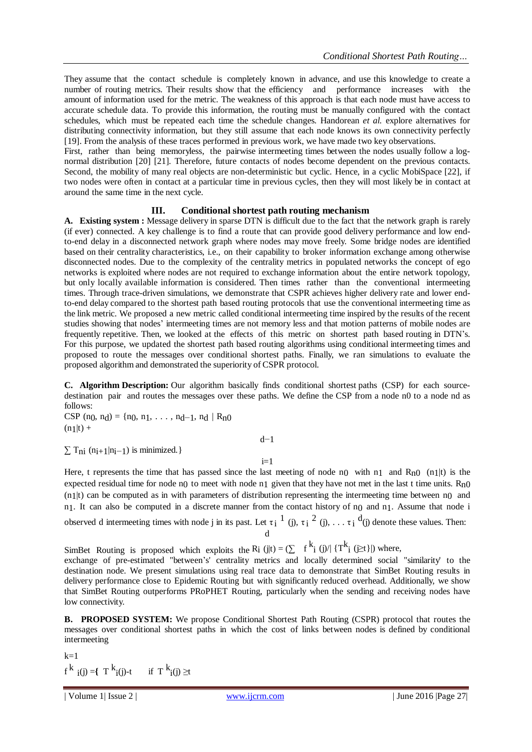They assume that the contact schedule is completely known in advance, and use this knowledge to create a number of routing metrics. Their results show that the efficiency and performance increases with the amount of information used for the metric. The weakness of this approach is that each node must have access to accurate schedule data. To provide this information, the routing must be manually configured with the contact schedules, which must be repeated each time the schedule changes. Handorean *et al.* explore alternatives for distributing connectivity information, but they still assume that each node knows its own connectivity perfectly [19]. From the analysis of these traces performed in previous work, we have made two key observations.

First, rather than being memoryless, the pairwise intermeeting times between the nodes usually follow a log-normal distribution [20] [21]. Therefore, future contacts of nodes become dependent on the previous contacts. Second, the mobility of many real objects are non-deterministic but cyclic. Hence, in a cyclic MobiSpace [22], if two nodes were often in contact at a particular time in previous cycles, then they will most likely be in contact at around the same time in the next cycle.

## III. Conditional shortest path routing mechanism

**A. Existing system :** Message delivery in sparse DTN is difficult due to the fact that the network graph is rarely (if ever) connected. A key challenge is to find a route that can provide good delivery performance and low end-to-end delay in a disconnected network graph where nodes may move freely. Some bridge nodes are identified based on their centrality characteristics, i.e., on their capability to broker information exchange among otherwise disconnected nodes. Due to the complexity of the centrality metrics in populated networks the concept of ego networks is exploited where nodes are not required to exchange information about the entire network topology, but only locally available information is considered. Then times rather than the conventional intermeeting times. Through trace-driven simulations, we demonstrate that CSPR achieves higher delivery rate and lower end-to-end delay compared to the shortest path based routing protocols that use the conventional intermeeting time as the link metric. We proposed a new metric called conditional intermeeting time inspired by the results of the recent studies showing that nodes' intermeeting times are not memory less and that motion patterns of mobile nodes are frequently repetitive. Then, we looked at the effects of this metric on shortest path based routing in DTN's. For this purpose, we updated the shortest path based routing algorithms using conditional intermeeting times and proposed to route the messages over conditional shortest paths. Finally, we ran simulations to evaluate the proposed algorithm and demonstrated the superiority of CSPR protocol.

**C. Algorithm Description:** Our algorithm basically finds conditional shortest paths (CSP) for each source-destination pair and routes the messages over these paths. We define the CSP from a node n0 to a node nd as follows:

$$CSP(n_0, n_d) = \{n_0, n_1, \ldots, n_{d-1}, n_d \mid R_{n_0}(n_1|t) + \sum_{i=1}^{d-1} T_{n_i}(n_{i+1}|n_{i-1}) \text{ is minimized.}\}$$

Here, t represents the time that has passed since the last meeting of node $n_0$ with $n_1$ and $R_{n_0}(n_1|t)$ is the expected residual time for node $n_0$ to meet with node $n_1$ given that they have not met in the last t time units. $R_{n_0}(n_1|t)$ can be computed as in with parameters of distribution representing the intermeeting time between $n_0$ and $n_1$. It can also be computed in a discrete manner from the contact history of $n_0$ and $n_1$. Assume that node i observed d intermeeting times with node j in its past. Let $\tau_i^1(j), \tau_i^2(j), \ldots \tau_i^d(j)$ denote these values. Then:

$$R_i(j|t) = \left(\sum_{k=1}^{d} f^k_i(j) / |\{T^k_i(j) \geq t\}|\right) \text{ where,}$$

SimBet Routing is proposed which exploits the exchange of pre-estimated "between's' centrality metrics and locally determined social "similarity' to the destination node. We present simulations using real trace data to demonstrate that SimBet Routing results in delivery performance close to Epidemic Routing but with significantly reduced overhead. Additionally, we show that SimBet Routing outperforms PRoPHET Routing, particularly when the sending and receiving nodes have low connectivity.

**B. PROPOSED SYSTEM:** We propose Conditional Shortest Path Routing (CSPR) protocol that routes the messages over conditional shortest paths in which the cost of links between nodes is defined by conditional intermeeting

$$f^k_i(j) = \{ T^k_i(j) - t \quad \text{if } T^k_i(j) \geq t$$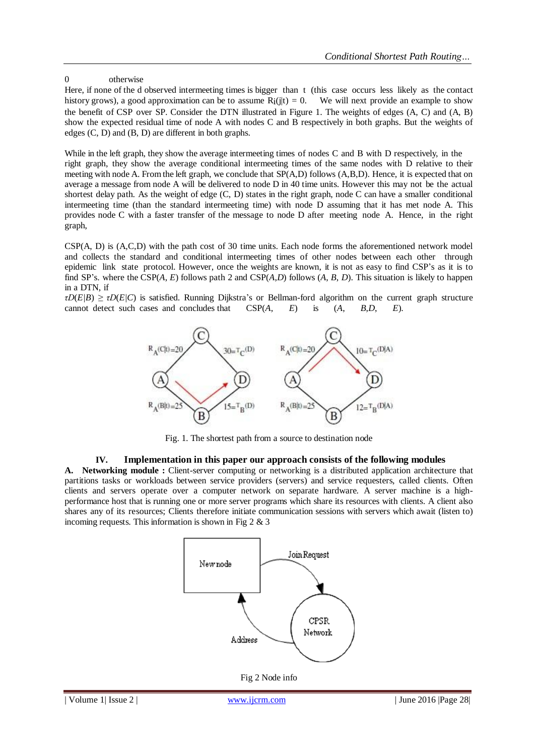0 otherwise

Here, if none of the d observed intermeeting times is bigger than t (this case occurs less likely as the contact history grows), a good approximation can be to assume $R_i(j|t) = 0$. We will next provide an example to show the benefit of CSP over SP. Consider the DTN illustrated in Figure 1. The weights of edges (A, C) and (A, B) show the expected residual time of node A with nodes C and B respectively in both graphs. But the weights of edges (C, D) and (B, D) are different in both graphs.

While in the left graph, they show the average intermeeting times of nodes C and B with D respectively, in the right graph, they show the average conditional intermeeting times of the same nodes with D relative to their meeting with node A. From the left graph, we conclude that SP(A,D) follows (A,B,D). Hence, it is expected that on average a message from node A will be delivered to node D in 40 time units. However this may not be the actual shortest delay path. As the weight of edge (C, D) states in the right graph, node C can have a smaller conditional intermeeting time (than the standard intermeeting time) with node D assuming that it has met node A. This provides node C with a faster transfer of the message to node D after meeting node A. Hence, in the right graph,

CSP(A, D) is (A,C,D) with the path cost of 30 time units. Each node forms the aforementioned network model and collects the standard and conditional intermeeting times of other nodes between each other through epidemic link state protocol. However, once the weights are known, it is not as easy to find CSP's as it is to find SP's. where the CSP(*A*, *E*) follows path 2 and CSP(*A*,*D*) follows (*A*, *B*, *D*). This situation is likely to happen in a DTN, if

$\tau D(E|B) \geq \tau D(E|C)$ is satisfied. Running Dijkstra's or Bellman-ford algorithm on the current graph structure cannot detect such cases and concludes that CSP(*A*, *E*) is (*A*, *B*,*D*, *E*).

Fig. 1. The shortest path from a source to destination node

## IV. Implementation in this paper our approach consists of the following modules

**A. Networking module :** Client-server computing or networking is a distributed application architecture that partitions tasks or workloads between service providers (servers) and service requesters, called clients. Often clients and servers operate over a computer network on separate hardware. A server machine is a high-performance host that is running one or more server programs which share its resources with clients. A client also shares any of its resources; Clients therefore initiate communication sessions with servers which await (listen to) incoming requests. This information is shown in Fig 2 & 3

Fig 2 Node info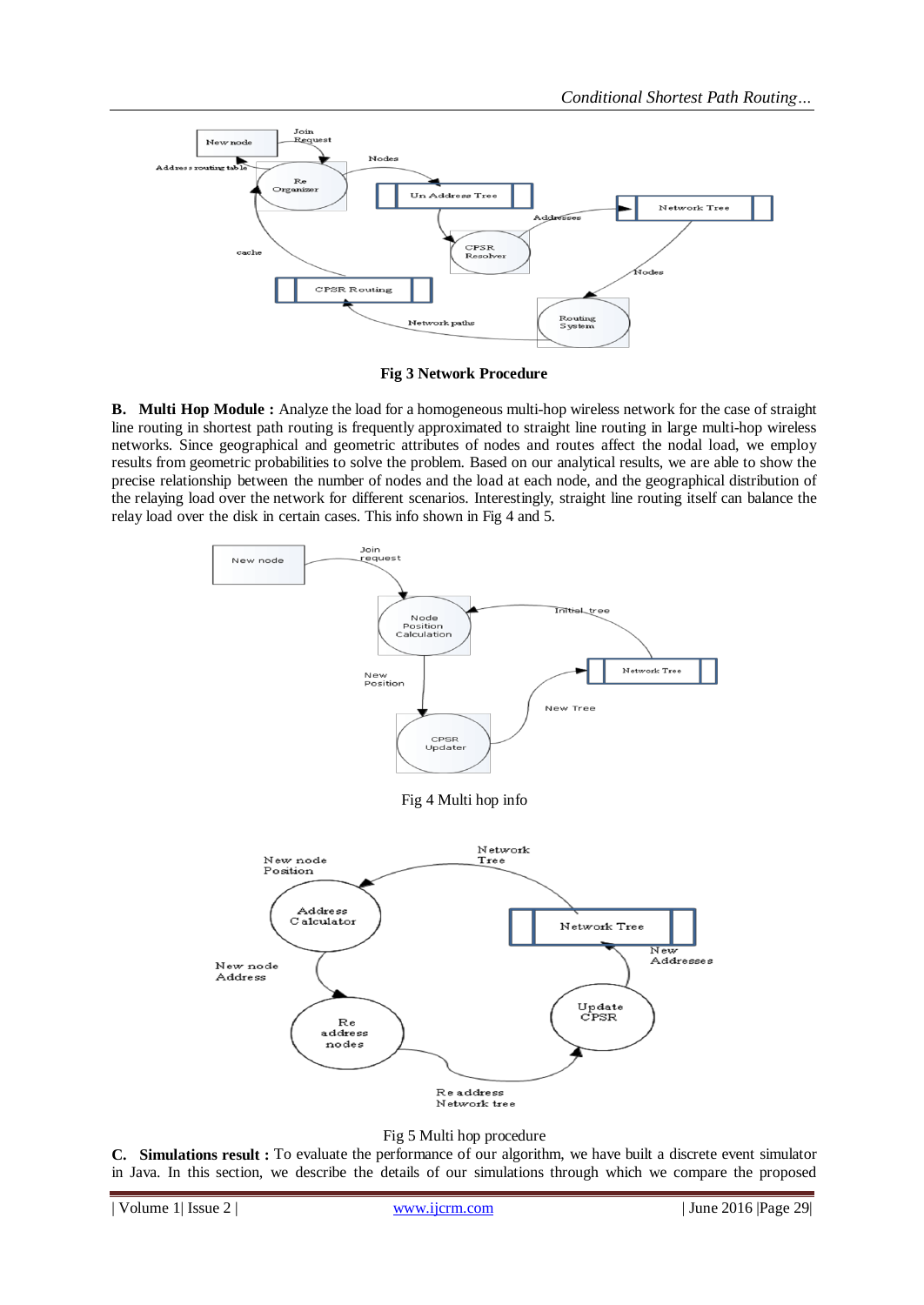Fig 3 Network Procedure

**B. Multi Hop Module :** Analyze the load for a homogeneous multi-hop wireless network for the case of straight line routing in shortest path routing is frequently approximated to straight line routing in large multi-hop wireless networks. Since geographical and geometric attributes of nodes and routes affect the nodal load, we employ results from geometric probabilities to solve the problem. Based on our analytical results, we are able to show the precise relationship between the number of nodes and the load at each node, and the geographical distribution of the relaying load over the network for different scenarios. Interestingly, straight line routing itself can balance the relay load over the disk in certain cases. This info shown in Fig 4 and 5.

Fig 4 Multi hop info

Fig 5 Multi hop procedure

**C. Simulations result :** To evaluate the performance of our algorithm, we have built a discrete event simulator in Java. In this section, we describe the details of our simulations through which we compare the proposed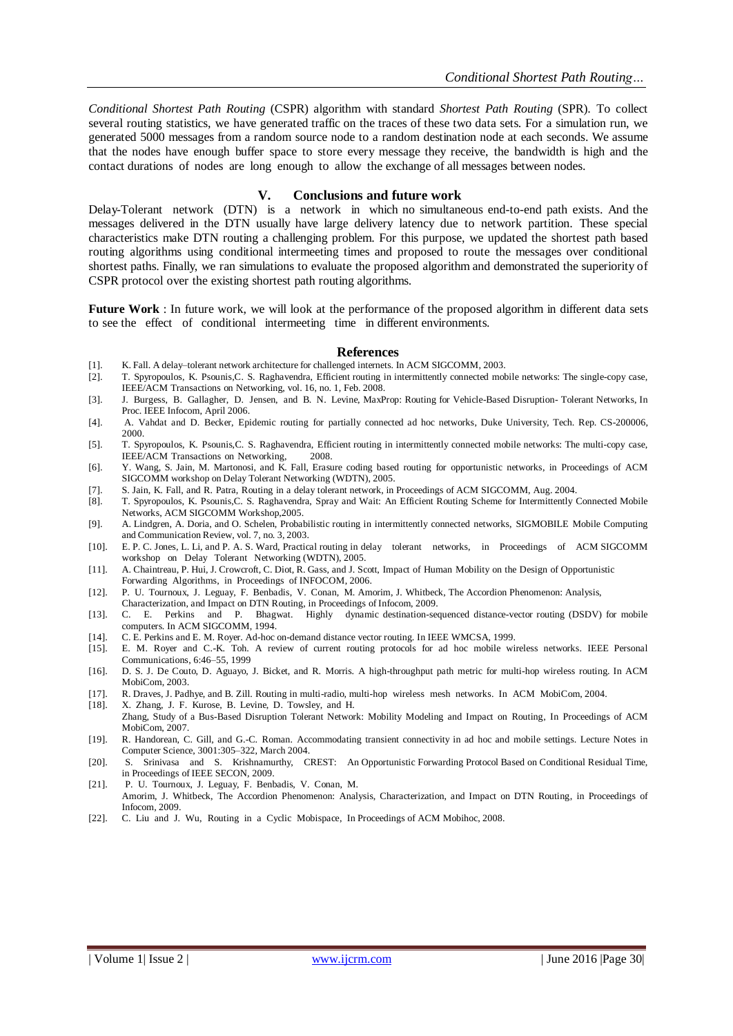*Conditional Shortest Path Routing* (CSPR) algorithm with standard *Shortest Path Routing* (SPR). To collect several routing statistics, we have generated traffic on the traces of these two data sets. For a simulation run, we generated 5000 messages from a random source node to a random destination node at each seconds. We assume that the nodes have enough buffer space to store every message they receive, the bandwidth is high and the contact durations of nodes are long enough to allow the exchange of all messages between nodes.

## V. Conclusions and future work

Delay-Tolerant network (DTN) is a network in which no simultaneous end-to-end path exists. And the messages delivered in the DTN usually have large delivery latency due to network partition. These special characteristics make DTN routing a challenging problem. For this purpose, we updated the shortest path based routing algorithms using conditional intermeeting times and proposed to route the messages over conditional shortest paths. Finally, we ran simulations to evaluate the proposed algorithm and demonstrated the superiority of CSPR protocol over the existing shortest path routing algorithms.

**Future Work** : In future work, we will look at the performance of the proposed algorithm in different data sets to see the effect of conditional intermeeting time in different environments.

## References

[1]. K. Fall. A delay–tolerant network architecture for challenged internets. In ACM SIGCOMM, 2003.

[2]. T. Spyropoulos, K. Psounis,C. S. Raghavendra, Efficient routing in intermittently connected mobile networks: The single-copy case, IEEE/ACM Transactions on Networking, vol. 16, no. 1, Feb. 2008.

[3]. J. Burgess, B. Gallagher, D. Jensen, and B. N. Levine, MaxProp: Routing for Vehicle-Based Disruption- Tolerant Networks, In Proc. IEEE Infocom, April 2006.

[4]. A. Vahdat and D. Becker, Epidemic routing for partially connected ad hoc networks, Duke University, Tech. Rep. CS-200006, 2000.

[5]. T. Spyropoulos, K. Psounis,C. S. Raghavendra, Efficient routing in intermittently connected mobile networks: The multi-copy case, IEEE/ACM Transactions on Networking, 2008.

[6]. Y. Wang, S. Jain, M. Martonosi, and K. Fall, Erasure coding based routing for opportunistic networks, in Proceedings of ACM SIGCOMM workshop on Delay Tolerant Networking (WDTN), 2005.

[7]. S. Jain, K. Fall, and R. Patra, Routing in a delay tolerant network, in Proceedings of ACM SIGCOMM, Aug. 2004.

[8]. T. Spyropoulos, K. Psounis,C. S. Raghavendra, Spray and Wait: An Efficient Routing Scheme for Intermittently Connected Mobile Networks, ACM SIGCOMM Workshop,2005.

[9]. A. Lindgren, A. Doria, and O. Schelen, Probabilistic routing in intermittently connected networks, SIGMOBILE Mobile Computing and Communication Review, vol. 7, no. 3, 2003.

[10]. E. P. C. Jones, L. Li, and P. A. S. Ward, Practical routing in delay tolerant networks, in Proceedings of ACM SIGCOMM workshop on Delay Tolerant Networking (WDTN), 2005.

[11]. A. Chaintreau, P. Hui, J. Crowcroft, C. Diot, R. Gass, and J. Scott, Impact of Human Mobility on the Design of Opportunistic Forwarding Algorithms, in Proceedings of INFOCOM, 2006.

[12]. P. U. Tournoux, J. Leguay, F. Benbadis, V. Conan, M. Amorim, J. Whitbeck, The Accordion Phenomenon: Analysis, Characterization, and Impact on DTN Routing, in Proceedings of Infocom, 2009.

[13]. C. E. Perkins and P. Bhagwat. Highly dynamic destination-sequenced distance-vector routing (DSDV) for mobile computers. In ACM SIGCOMM, 1994.

[14]. C. E. Perkins and E. M. Royer. Ad-hoc on-demand distance vector routing. In IEEE WMCSA, 1999.

[15]. E. M. Royer and C.-K. Toh. A review of current routing protocols for ad hoc mobile wireless networks. IEEE Personal Communications, 6:46–55, 1999

[16]. D. S. J. De Couto, D. Aguayo, J. Bicket, and R. Morris. A high-throughput path metric for multi-hop wireless routing. In ACM MobiCom, 2003.

[17]. R. Draves, J. Padhye, and B. Zill. Routing in multi-radio, multi-hop wireless mesh networks. In ACM MobiCom, 2004.

[18]. X. Zhang, J. F. Kurose, B. Levine, D. Towsley, and H. Zhang, Study of a Bus-Based Disruption Tolerant Network: Mobility Modeling and Impact on Routing, In Proceedings of ACM MobiCom, 2007.

[19]. R. Handorean, C. Gill, and G.-C. Roman. Accommodating transient connectivity in ad hoc and mobile settings. Lecture Notes in Computer Science, 3001:305–322, March 2004.

[20]. S. Srinivasa and S. Krishnamurthy, CREST: An Opportunistic Forwarding Protocol Based on Conditional Residual Time, in Proceedings of IEEE SECON, 2009.

[21]. P. U. Tournoux, J. Leguay, F. Benbadis, V. Conan, M. Amorim, J. Whitbeck, The Accordion Phenomenon: Analysis, Characterization, and Impact on DTN Routing, in Proceedings of Infocom, 2009.

[22]. C. Liu and J. Wu, Routing in a Cyclic Mobispace, In Proceedings of ACM Mobihoc, 2008.